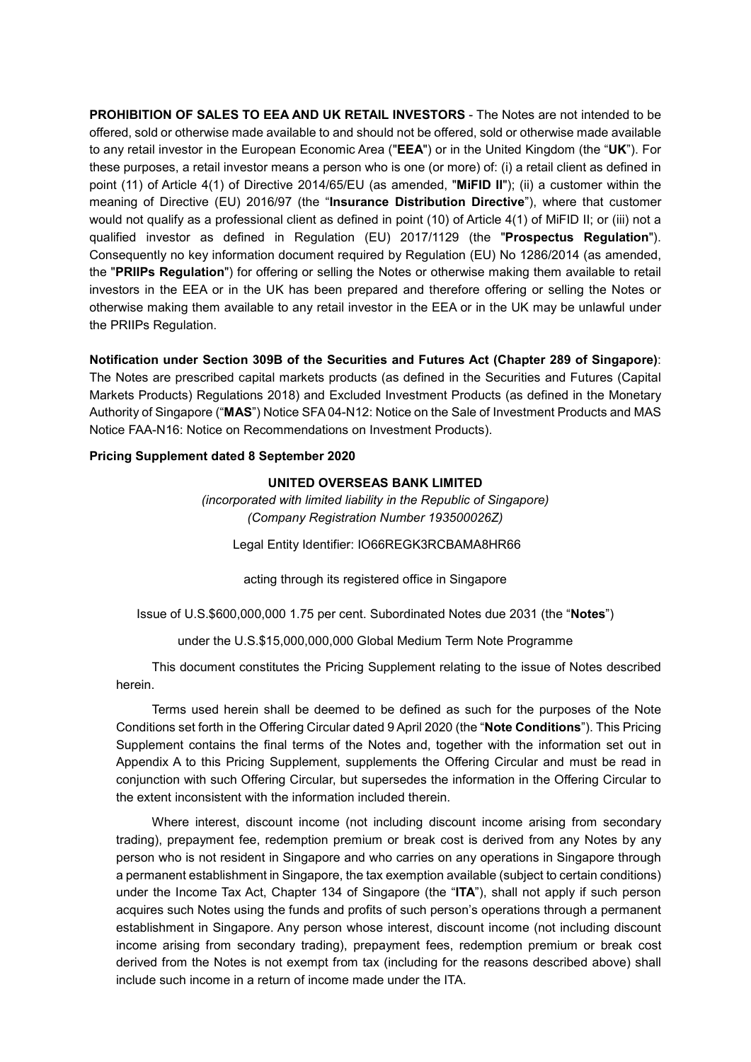**PROHIBITION OF SALES TO EEA AND UK RETAIL INVESTORS** - The Notes are not intended to be offered, sold or otherwise made available to and should not be offered, sold or otherwise made available to any retail investor in the European Economic Area ("**EEA**") or in the United Kingdom (the "**UK**"). For these purposes, a retail investor means a person who is one (or more) of: (i) a retail client as defined in point (11) of Article 4(1) of Directive 2014/65/EU (as amended, "**MiFID II**"); (ii) a customer within the meaning of Directive (EU) 2016/97 (the "**Insurance Distribution Directive**"), where that customer would not qualify as a professional client as defined in point (10) of Article 4(1) of MiFID II; or (iii) not a qualified investor as defined in Regulation (EU) 2017/1129 (the "**Prospectus Regulation**"). Consequently no key information document required by Regulation (EU) No 1286/2014 (as amended, the "**PRIIPs Regulation**") for offering or selling the Notes or otherwise making them available to retail investors in the EEA or in the UK has been prepared and therefore offering or selling the Notes or otherwise making them available to any retail investor in the EEA or in the UK may be unlawful under the PRIIPs Regulation.

**Notification under Section 309B of the Securities and Futures Act (Chapter 289 of Singapore)**: The Notes are prescribed capital markets products (as defined in the Securities and Futures (Capital Markets Products) Regulations 2018) and Excluded Investment Products (as defined in the Monetary Authority of Singapore ("**MAS**") Notice SFA 04-N12: Notice on the Sale of Investment Products and MAS Notice FAA-N16: Notice on Recommendations on Investment Products).

**Pricing Supplement dated 8 September 2020**

**UNITED OVERSEAS BANK LIMITED**

*(incorporated with limited liability in the Republic of Singapore)*
*(Company Registration Number 193500026Z)*

Legal Entity Identifier: IO66REGK3RCBAMA8HR66

acting through its registered office in Singapore

Issue of U.S.$600,000,000 1.75 per cent. Subordinated Notes due 2031 (the "**Notes**")

under the U.S.$15,000,000,000 Global Medium Term Note Programme

This document constitutes the Pricing Supplement relating to the issue of Notes described herein.

Terms used herein shall be deemed to be defined as such for the purposes of the Note Conditions set forth in the Offering Circular dated 9 April 2020 (the "**Note Conditions**"). This Pricing Supplement contains the final terms of the Notes and, together with the information set out in Appendix A to this Pricing Supplement, supplements the Offering Circular and must be read in conjunction with such Offering Circular, but supersedes the information in the Offering Circular to the extent inconsistent with the information included therein.

Where interest, discount income (not including discount income arising from secondary trading), prepayment fee, redemption premium or break cost is derived from any Notes by any person who is not resident in Singapore and who carries on any operations in Singapore through a permanent establishment in Singapore, the tax exemption available (subject to certain conditions) under the Income Tax Act, Chapter 134 of Singapore (the "**ITA**"), shall not apply if such person acquires such Notes using the funds and profits of such person's operations through a permanent establishment in Singapore. Any person whose interest, discount income (not including discount income arising from secondary trading), prepayment fees, redemption premium or break cost derived from the Notes is not exempt from tax (including for the reasons described above) shall include such income in a return of income made under the ITA.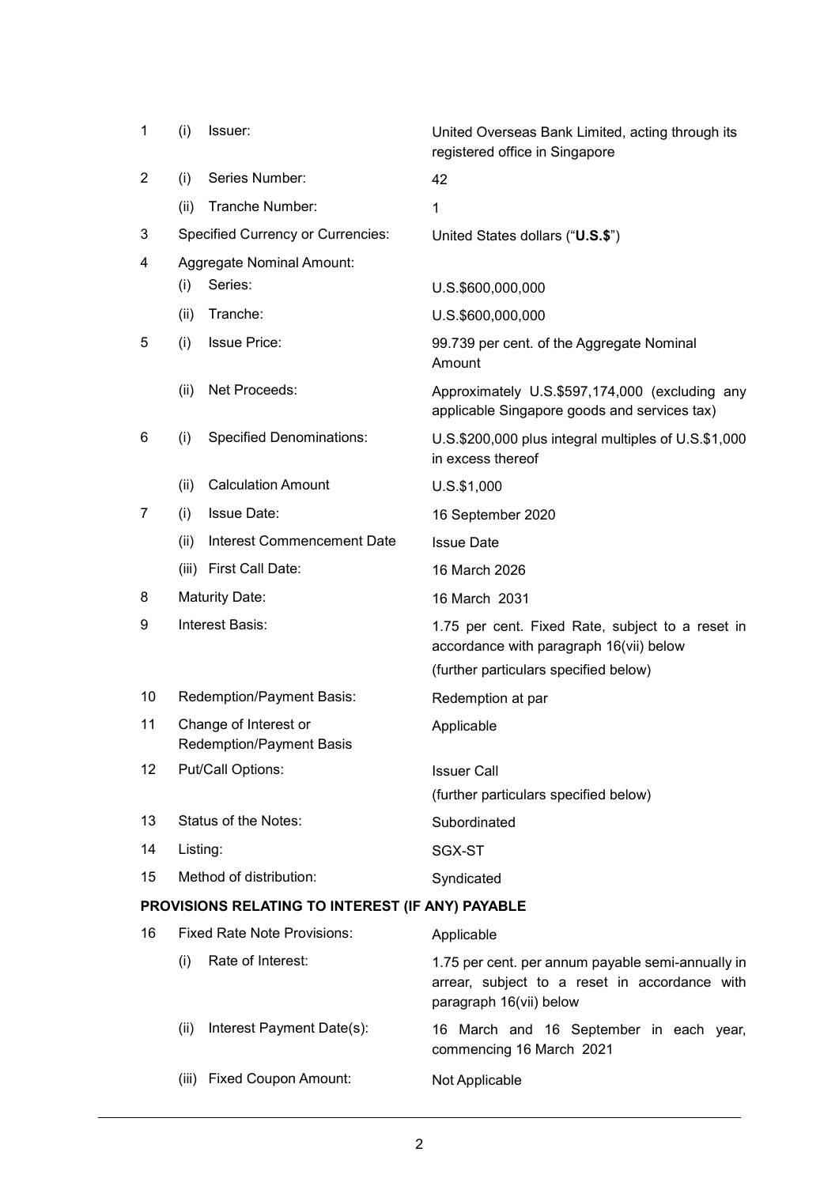| | | | |
|---|---|---|---|
| 1 | (i) | Issuer: | United Overseas Bank Limited, acting through its registered office in Singapore |
| 2 | (i) | Series Number: | 42 |
| | (ii) | Tranche Number: | 1 |
| 3 | | Specified Currency or Currencies: | United States dollars ("**U.S.$**") |
| 4 | | Aggregate Nominal Amount: | |
| | (i) | Series: | U.S.$600,000,000 |
| | (ii) | Tranche: | U.S.$600,000,000 |
| 5 | (i) | Issue Price: | 99.739 per cent. of the Aggregate Nominal Amount |
| | (ii) | Net Proceeds: | Approximately U.S.$597,174,000 (excluding any applicable Singapore goods and services tax) |
| 6 | (i) | Specified Denominations: | U.S.$200,000 plus integral multiples of U.S.$1,000 in excess thereof |
| | (ii) | Calculation Amount | U.S.$1,000 |
| 7 | (i) | Issue Date: | 16 September 2020 |
| | (ii) | Interest Commencement Date | Issue Date |
| | (iii) | First Call Date: | 16 March 2026 |
| 8 | | Maturity Date: | 16 March 2031 |
| 9 | | Interest Basis: | 1.75 per cent. Fixed Rate, subject to a reset in accordance with paragraph 16(vii) below<br>(further particulars specified below) |
| 10 | | Redemption/Payment Basis: | Redemption at par |
| 11 | | Change of Interest or Redemption/Payment Basis | Applicable |
| 12 | | Put/Call Options: | Issuer Call<br>(further particulars specified below) |
| 13 | | Status of the Notes: | Subordinated |
| 14 | | Listing: | SGX-ST |
| 15 | | Method of distribution: | Syndicated |

**PROVISIONS RELATING TO INTEREST (IF ANY) PAYABLE**

| | | | |
|---|---|---|---|
| 16 | | Fixed Rate Note Provisions: | Applicable |
| | (i) | Rate of Interest: | 1.75 per cent. per annum payable semi-annually in arrear, subject to a reset in accordance with paragraph 16(vii) below |
| | (ii) | Interest Payment Date(s): | 16 March and 16 September in each year, commencing 16 March 2021 |
| | (iii) | Fixed Coupon Amount: | Not Applicable |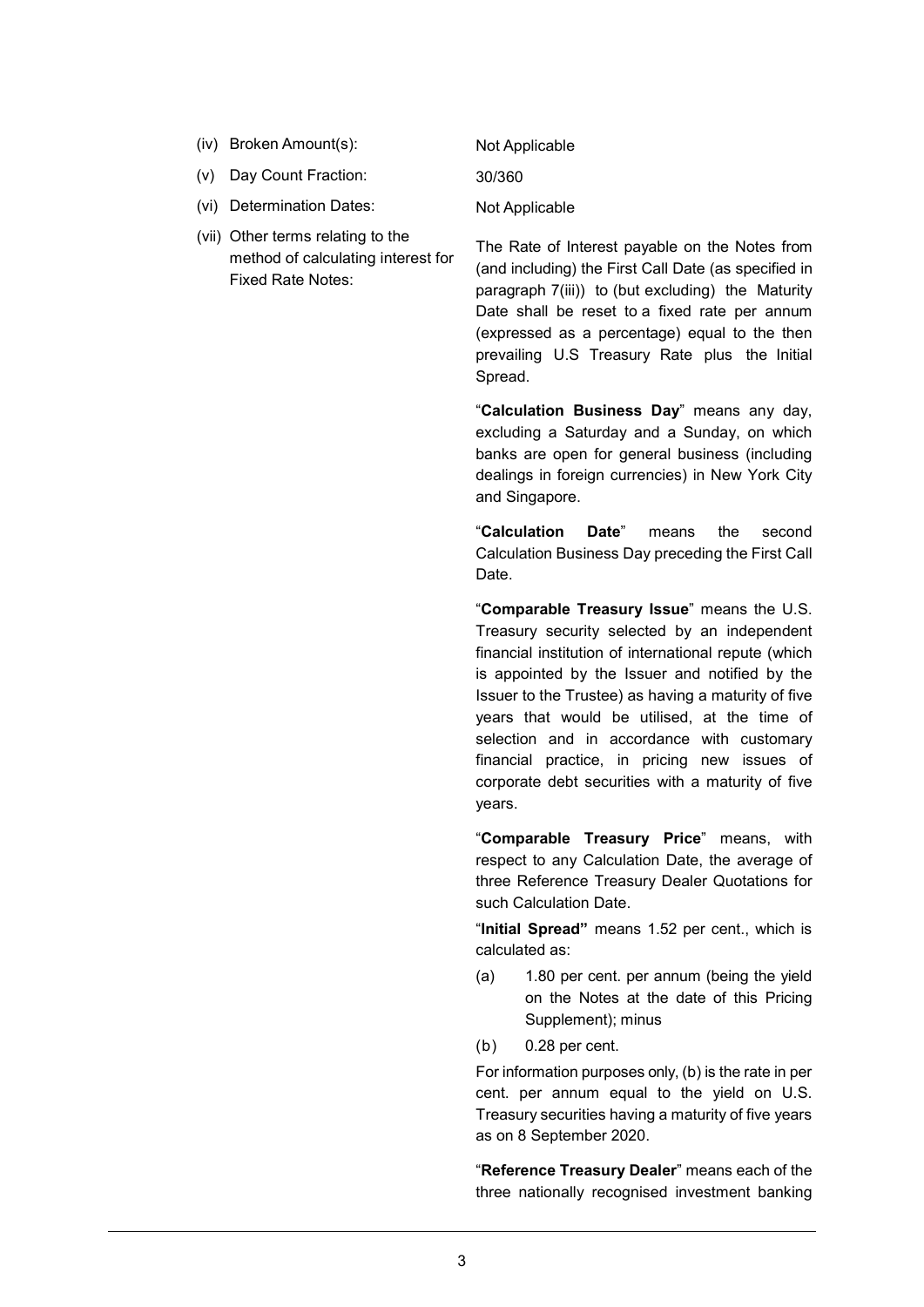| | |
|---|---|
| (iv) Broken Amount(s): | Not Applicable |
| (v) Day Count Fraction: | 30/360 |
| (vi) Determination Dates: | Not Applicable |
| (vii) Other terms relating to the method of calculating interest for Fixed Rate Notes: | The Rate of Interest payable on the Notes from (and including) the First Call Date (as specified in paragraph 7(iii)) to (but excluding) the Maturity Date shall be reset to a fixed rate per annum (expressed as a percentage) equal to the then prevailing U.S Treasury Rate plus the Initial Spread. |

"**Calculation Business Day**" means any day, excluding a Saturday and a Sunday, on which banks are open for general business (including dealings in foreign currencies) in New York City and Singapore.

"**Calculation Date**" means the second Calculation Business Day preceding the First Call Date.

"**Comparable Treasury Issue**" means the U.S. Treasury security selected by an independent financial institution of international repute (which is appointed by the Issuer and notified by the Issuer to the Trustee) as having a maturity of five years that would be utilised, at the time of selection and in accordance with customary financial practice, in pricing new issues of corporate debt securities with a maturity of five years.

"**Comparable Treasury Price**" means, with respect to any Calculation Date, the average of three Reference Treasury Dealer Quotations for such Calculation Date.

"**Initial Spread**" means 1.52 per cent., which is calculated as:

(a) 1.80 per cent. per annum (being the yield on the Notes at the date of this Pricing Supplement); minus

(b) 0.28 per cent.

For information purposes only, (b) is the rate in per cent. per annum equal to the yield on U.S. Treasury securities having a maturity of five years as on 8 September 2020.

"**Reference Treasury Dealer**" means each of the three nationally recognised investment banking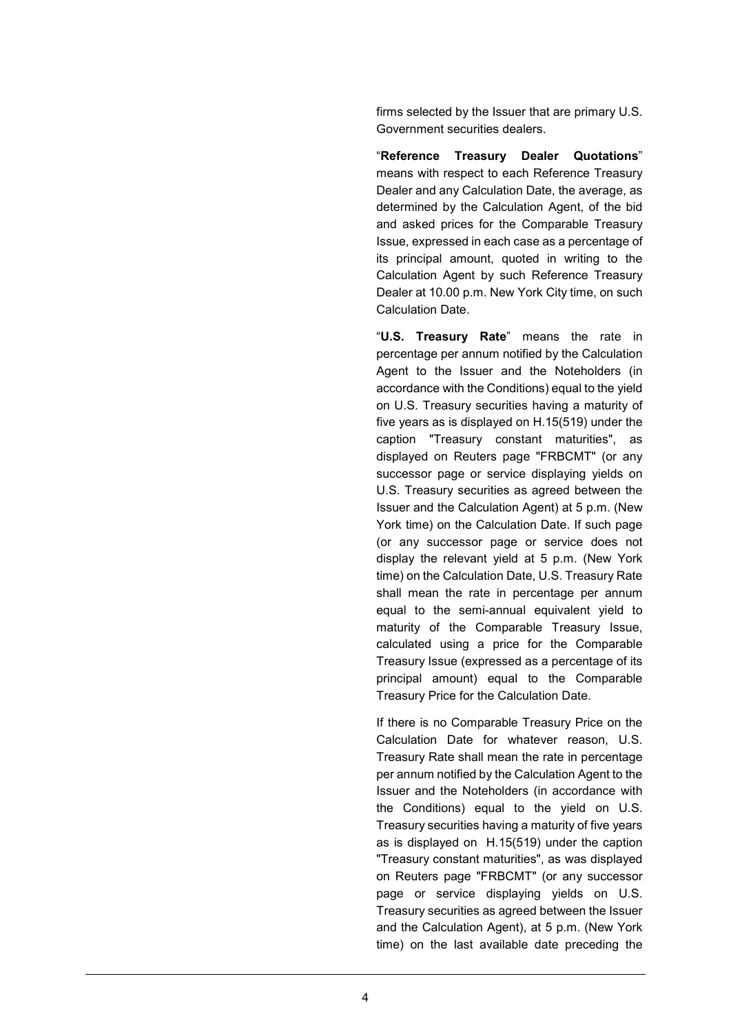firms selected by the Issuer that are primary U.S. Government securities dealers.

"**Reference Treasury Dealer Quotations**" means with respect to each Reference Treasury Dealer and any Calculation Date, the average, as determined by the Calculation Agent, of the bid and asked prices for the Comparable Treasury Issue, expressed in each case as a percentage of its principal amount, quoted in writing to the Calculation Agent by such Reference Treasury Dealer at 10.00 p.m. New York City time, on such Calculation Date.

"**U.S. Treasury Rate**" means the rate in percentage per annum notified by the Calculation Agent to the Issuer and the Noteholders (in accordance with the Conditions) equal to the yield on U.S. Treasury securities having a maturity of five years as is displayed on H.15(519) under the caption "Treasury constant maturities", as displayed on Reuters page "FRBCMT" (or any successor page or service displaying yields on U.S. Treasury securities as agreed between the Issuer and the Calculation Agent) at 5 p.m. (New York time) on the Calculation Date. If such page (or any successor page or service does not display the relevant yield at 5 p.m. (New York time) on the Calculation Date, U.S. Treasury Rate shall mean the rate in percentage per annum equal to the semi-annual equivalent yield to maturity of the Comparable Treasury Issue, calculated using a price for the Comparable Treasury Issue (expressed as a percentage of its principal amount) equal to the Comparable Treasury Price for the Calculation Date.

If there is no Comparable Treasury Price on the Calculation Date for whatever reason, U.S. Treasury Rate shall mean the rate in percentage per annum notified by the Calculation Agent to the Issuer and the Noteholders (in accordance with the Conditions) equal to the yield on U.S. Treasury securities having a maturity of five years as is displayed on H.15(519) under the caption "Treasury constant maturities", as was displayed on Reuters page "FRBCMT" (or any successor page or service displaying yields on U.S. Treasury securities as agreed between the Issuer and the Calculation Agent), at 5 p.m. (New York time) on the last available date preceding the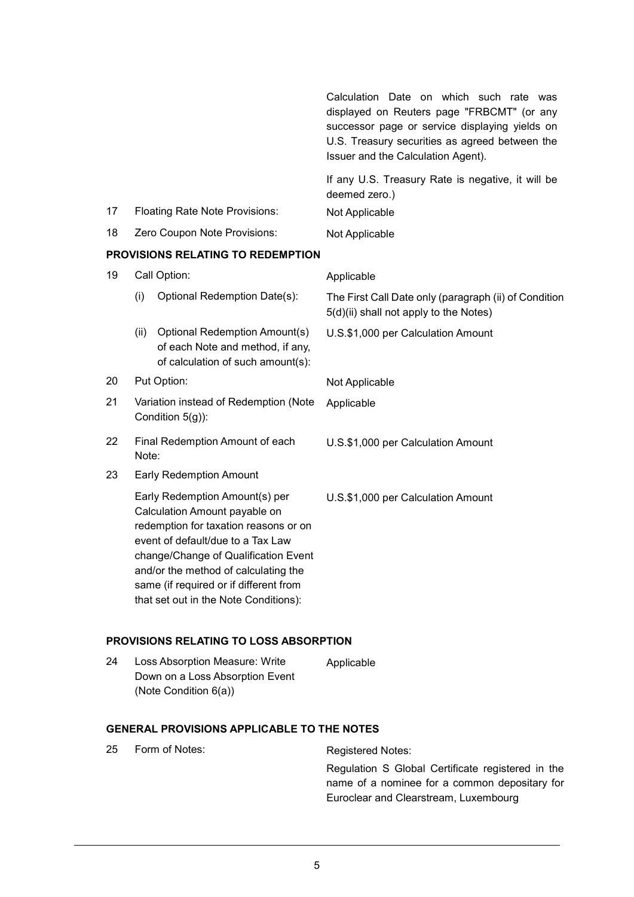| | | |
|---|---|---|
| | | Calculation Date on which such rate was displayed on Reuters page "FRBCMT" (or any successor page or service displaying yields on U.S. Treasury securities as agreed between the Issuer and the Calculation Agent). |
| | | If any U.S. Treasury Rate is negative, it will be deemed zero.) |
| 17 | Floating Rate Note Provisions: | Not Applicable |
| 18 | Zero Coupon Note Provisions: | Not Applicable |

**PROVISIONS RELATING TO REDEMPTION**

| | | |
|---|---|---|
| 19 | Call Option: | Applicable |
| | (i) Optional Redemption Date(s): | The First Call Date only (paragraph (ii) of Condition 5(d)(ii) shall not apply to the Notes) |
| | (ii) Optional Redemption Amount(s) of each Note and method, if any, of calculation of such amount(s): | U.S.$1,000 per Calculation Amount |
| 20 | Put Option: | Not Applicable |
| 21 | Variation instead of Redemption (Note Condition 5(g)): | Applicable |
| 22 | Final Redemption Amount of each Note: | U.S.$1,000 per Calculation Amount |
| 23 | Early Redemption Amount | |
| | Early Redemption Amount(s) per Calculation Amount payable on redemption for taxation reasons or on event of default/due to a Tax Law change/Change of Qualification Event and/or the method of calculating the same (if required or if different from that set out in the Note Conditions): | U.S.$1,000 per Calculation Amount |

**PROVISIONS RELATING TO LOSS ABSORPTION**

| | | |
|---|---|---|
| 24 | Loss Absorption Measure: Write Down on a Loss Absorption Event (Note Condition 6(a)) | Applicable |

**GENERAL PROVISIONS APPLICABLE TO THE NOTES**

| | | |
|---|---|---|
| 25 | Form of Notes: | Registered Notes: |
| | | Regulation S Global Certificate registered in the name of a nominee for a common depositary for Euroclear and Clearstream, Luxembourg |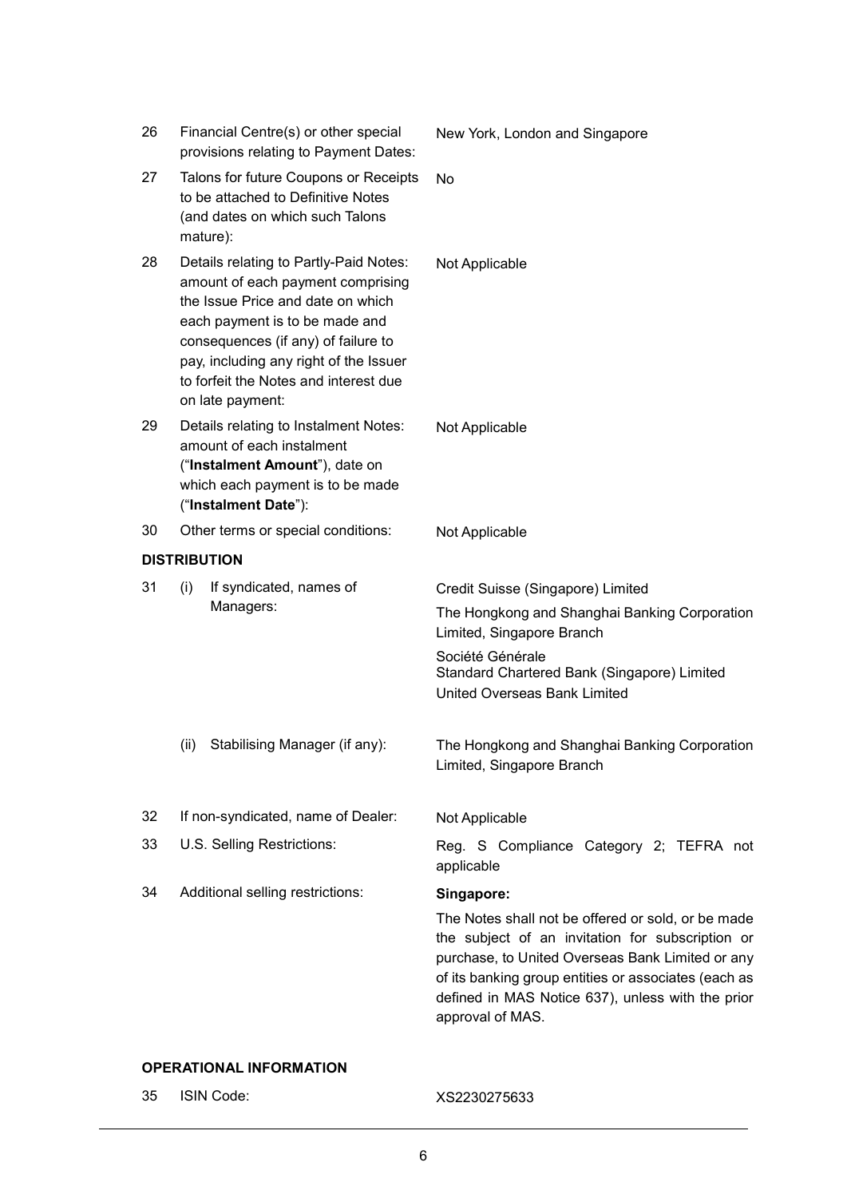| | | |
|---|---|---|
| 26 | Financial Centre(s) or other special provisions relating to Payment Dates: | New York, London and Singapore |
| 27 | Talons for future Coupons or Receipts to be attached to Definitive Notes (and dates on which such Talons mature): | No |
| 28 | Details relating to Partly-Paid Notes: amount of each payment comprising the Issue Price and date on which each payment is to be made and consequences (if any) of failure to pay, including any right of the Issuer to forfeit the Notes and interest due on late payment: | Not Applicable |
| 29 | Details relating to Instalment Notes: amount of each instalment ("**Instalment Amount**"), date on which each payment is to be made ("**Instalment Date**"): | Not Applicable |
| 30 | Other terms or special conditions: | Not Applicable |

**DISTRIBUTION**

| | | |
|---|---|---|
| 31 | (i) If syndicated, names of Managers: | Credit Suisse (Singapore) Limited<br>The Hongkong and Shanghai Banking Corporation Limited, Singapore Branch<br>Société Générale<br>Standard Chartered Bank (Singapore) Limited<br>United Overseas Bank Limited |
| | (ii) Stabilising Manager (if any): | The Hongkong and Shanghai Banking Corporation Limited, Singapore Branch |
| 32 | If non-syndicated, name of Dealer: | Not Applicable |
| 33 | U.S. Selling Restrictions: | Reg. S Compliance Category 2; TEFRA not applicable |
| 34 | Additional selling restrictions: | **Singapore:**<br>The Notes shall not be offered or sold, or be made the subject of an invitation for subscription or purchase, to United Overseas Bank Limited or any of its banking group entities or associates (each as defined in MAS Notice 637), unless with the prior approval of MAS. |

**OPERATIONAL INFORMATION**

| | | |
|---|---|---|
| 35 | ISIN Code: | XS2230275633 |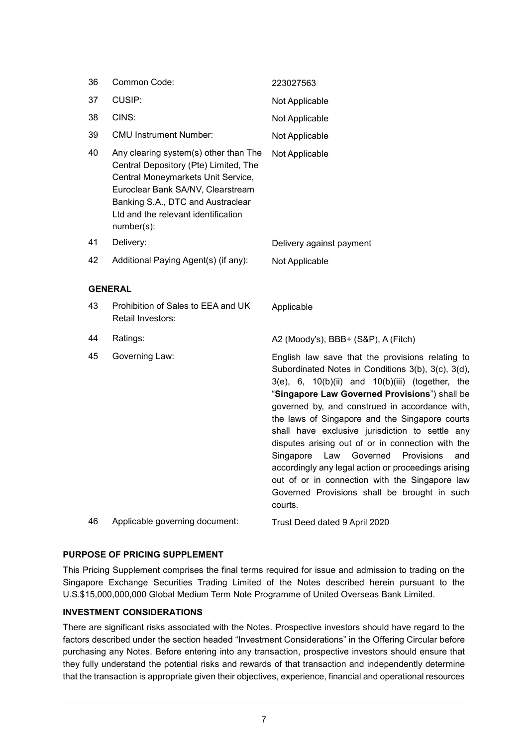| | | |
|---|---|---|
| 36 | Common Code: | 223027563 |
| 37 | CUSIP: | Not Applicable |
| 38 | CINS: | Not Applicable |
| 39 | CMU Instrument Number: | Not Applicable |
| 40 | Any clearing system(s) other than The Central Depository (Pte) Limited, The Central Moneymarkets Unit Service, Euroclear Bank SA/NV, Clearstream Banking S.A., DTC and Austraclear Ltd and the relevant identification number(s): | Not Applicable |
| 41 | Delivery: | Delivery against payment |
| 42 | Additional Paying Agent(s) (if any): | Not Applicable |

**GENERAL**

| | | |
|---|---|---|
| 43 | Prohibition of Sales to EEA and UK Retail Investors: | Applicable |
| 44 | Ratings: | A2 (Moody's), BBB+ (S&P), A (Fitch) |
| 45 | Governing Law: | English law save that the provisions relating to Subordinated Notes in Conditions 3(b), 3(c), 3(d), 3(e), 6, 10(b)(ii) and 10(b)(iii) (together, the "**Singapore Law Governed Provisions**") shall be governed by, and construed in accordance with, the laws of Singapore and the Singapore courts shall have exclusive jurisdiction to settle any disputes arising out of or in connection with the Singapore Law Governed Provisions and accordingly any legal action or proceedings arising out of or in connection with the Singapore law Governed Provisions shall be brought in such courts. |
| 46 | Applicable governing document: | Trust Deed dated 9 April 2020 |

**PURPOSE OF PRICING SUPPLEMENT**

This Pricing Supplement comprises the final terms required for issue and admission to trading on the Singapore Exchange Securities Trading Limited of the Notes described herein pursuant to the U.S.$15,000,000,000 Global Medium Term Note Programme of United Overseas Bank Limited.

**INVESTMENT CONSIDERATIONS**

There are significant risks associated with the Notes. Prospective investors should have regard to the factors described under the section headed "Investment Considerations" in the Offering Circular before purchasing any Notes. Before entering into any transaction, prospective investors should ensure that they fully understand the potential risks and rewards of that transaction and independently determine that the transaction is appropriate given their objectives, experience, financial and operational resources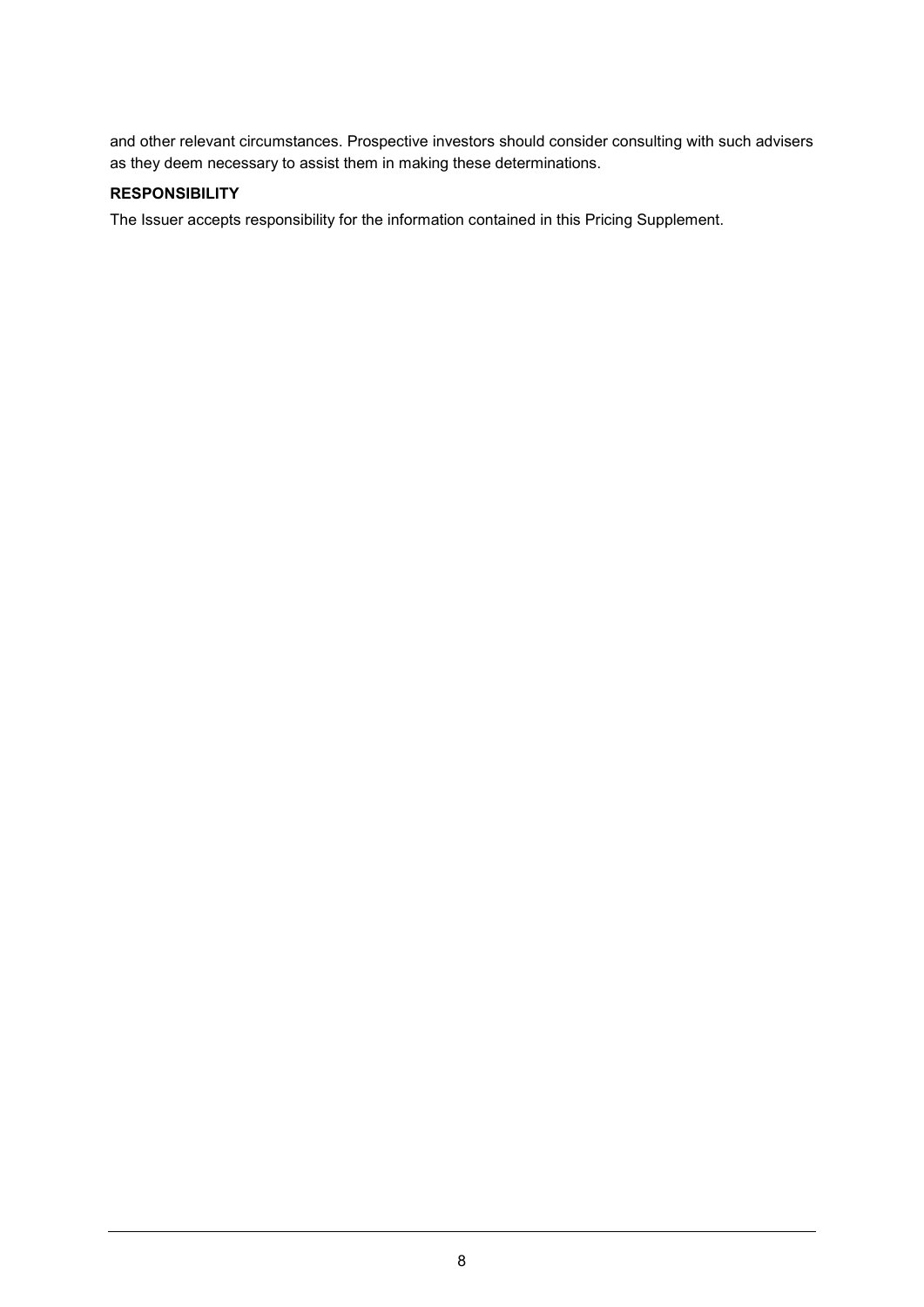and other relevant circumstances. Prospective investors should consider consulting with such advisers as they deem necessary to assist them in making these determinations.

**RESPONSIBILITY**

The Issuer accepts responsibility for the information contained in this Pricing Supplement.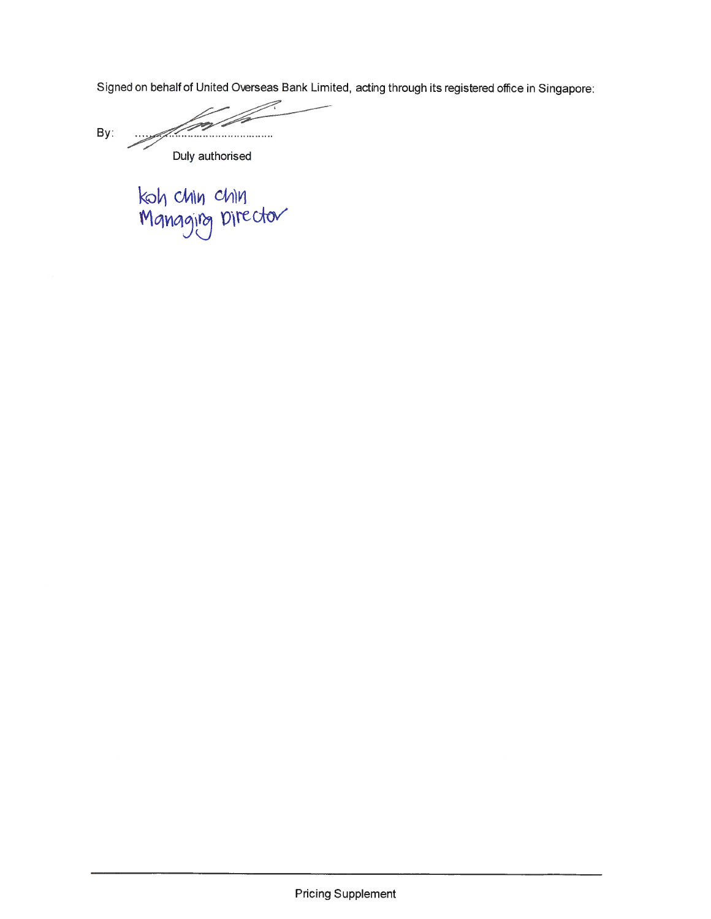Signed on behalf of United Overseas Bank Limited, acting through its registered office in Singapore:

By: ......................................
Duly authorised

Koh Chin Chin
Managing Director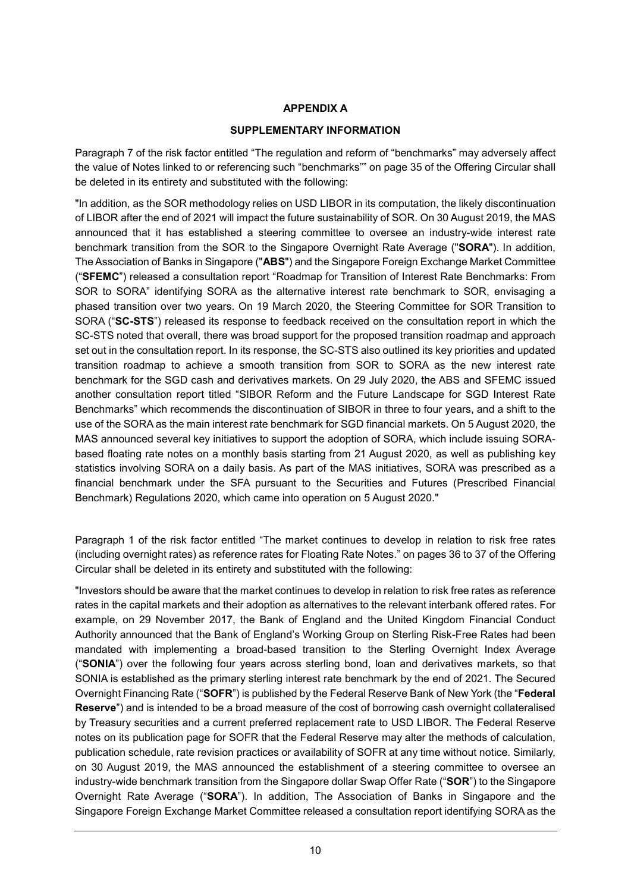# APPENDIX A

## SUPPLEMENTARY INFORMATION

Paragraph 7 of the risk factor entitled "The regulation and reform of "benchmarks" may adversely affect the value of Notes linked to or referencing such "benchmarks"" on page 35 of the Offering Circular shall be deleted in its entirety and substituted with the following:

"In addition, as the SOR methodology relies on USD LIBOR in its computation, the likely discontinuation of LIBOR after the end of 2021 will impact the future sustainability of SOR. On 30 August 2019, the MAS announced that it has established a steering committee to oversee an industry-wide interest rate benchmark transition from the SOR to the Singapore Overnight Rate Average ("**SORA**"). In addition, The Association of Banks in Singapore ("**ABS**") and the Singapore Foreign Exchange Market Committee ("**SFEMC**") released a consultation report "Roadmap for Transition of Interest Rate Benchmarks: From SOR to SORA" identifying SORA as the alternative interest rate benchmark to SOR, envisaging a phased transition over two years. On 19 March 2020, the Steering Committee for SOR Transition to SORA ("**SC-STS**") released its response to feedback received on the consultation report in which the SC-STS noted that overall, there was broad support for the proposed transition roadmap and approach set out in the consultation report. In its response, the SC-STS also outlined its key priorities and updated transition roadmap to achieve a smooth transition from SOR to SORA as the new interest rate benchmark for the SGD cash and derivatives markets. On 29 July 2020, the ABS and SFEMC issued another consultation report titled "SIBOR Reform and the Future Landscape for SGD Interest Rate Benchmarks" which recommends the discontinuation of SIBOR in three to four years, and a shift to the use of the SORA as the main interest rate benchmark for SGD financial markets. On 5 August 2020, the MAS announced several key initiatives to support the adoption of SORA, which include issuing SORA-based floating rate notes on a monthly basis starting from 21 August 2020, as well as publishing key statistics involving SORA on a daily basis. As part of the MAS initiatives, SORA was prescribed as a financial benchmark under the SFA pursuant to the Securities and Futures (Prescribed Financial Benchmark) Regulations 2020, which came into operation on 5 August 2020."

Paragraph 1 of the risk factor entitled "The market continues to develop in relation to risk free rates (including overnight rates) as reference rates for Floating Rate Notes." on pages 36 to 37 of the Offering Circular shall be deleted in its entirety and substituted with the following:

"Investors should be aware that the market continues to develop in relation to risk free rates as reference rates in the capital markets and their adoption as alternatives to the relevant interbank offered rates. For example, on 29 November 2017, the Bank of England and the United Kingdom Financial Conduct Authority announced that the Bank of England's Working Group on Sterling Risk-Free Rates had been mandated with implementing a broad-based transition to the Sterling Overnight Index Average ("**SONIA**") over the following four years across sterling bond, loan and derivatives markets, so that SONIA is established as the primary sterling interest rate benchmark by the end of 2021. The Secured Overnight Financing Rate ("**SOFR**") is published by the Federal Reserve Bank of New York (the "**Federal Reserve**") and is intended to be a broad measure of the cost of borrowing cash overnight collateralised by Treasury securities and a current preferred replacement rate to USD LIBOR. The Federal Reserve notes on its publication page for SOFR that the Federal Reserve may alter the methods of calculation, publication schedule, rate revision practices or availability of SOFR at any time without notice. Similarly, on 30 August 2019, the MAS announced the establishment of a steering committee to oversee an industry-wide benchmark transition from the Singapore dollar Swap Offer Rate ("**SOR**") to the Singapore Overnight Rate Average ("**SORA**"). In addition, The Association of Banks in Singapore and the Singapore Foreign Exchange Market Committee released a consultation report identifying SORA as the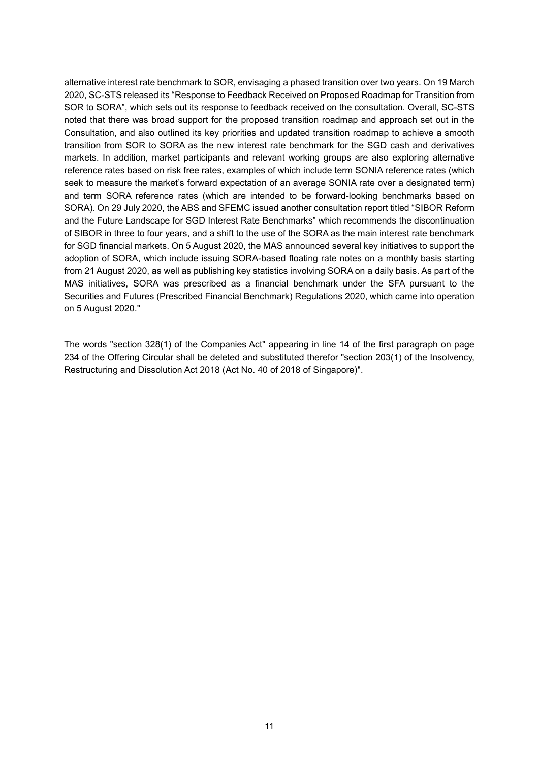alternative interest rate benchmark to SOR, envisaging a phased transition over two years. On 19 March 2020, SC-STS released its "Response to Feedback Received on Proposed Roadmap for Transition from SOR to SORA", which sets out its response to feedback received on the consultation. Overall, SC-STS noted that there was broad support for the proposed transition roadmap and approach set out in the Consultation, and also outlined its key priorities and updated transition roadmap to achieve a smooth transition from SOR to SORA as the new interest rate benchmark for the SGD cash and derivatives markets. In addition, market participants and relevant working groups are also exploring alternative reference rates based on risk free rates, examples of which include term SONIA reference rates (which seek to measure the market's forward expectation of an average SONIA rate over a designated term) and term SORA reference rates (which are intended to be forward-looking benchmarks based on SORA). On 29 July 2020, the ABS and SFEMC issued another consultation report titled "SIBOR Reform and the Future Landscape for SGD Interest Rate Benchmarks" which recommends the discontinuation of SIBOR in three to four years, and a shift to the use of the SORA as the main interest rate benchmark for SGD financial markets. On 5 August 2020, the MAS announced several key initiatives to support the adoption of SORA, which include issuing SORA-based floating rate notes on a monthly basis starting from 21 August 2020, as well as publishing key statistics involving SORA on a daily basis. As part of the MAS initiatives, SORA was prescribed as a financial benchmark under the SFA pursuant to the Securities and Futures (Prescribed Financial Benchmark) Regulations 2020, which came into operation on 5 August 2020."

The words "section 328(1) of the Companies Act" appearing in line 14 of the first paragraph on page 234 of the Offering Circular shall be deleted and substituted therefor "section 203(1) of the Insolvency, Restructuring and Dissolution Act 2018 (Act No. 40 of 2018 of Singapore)".